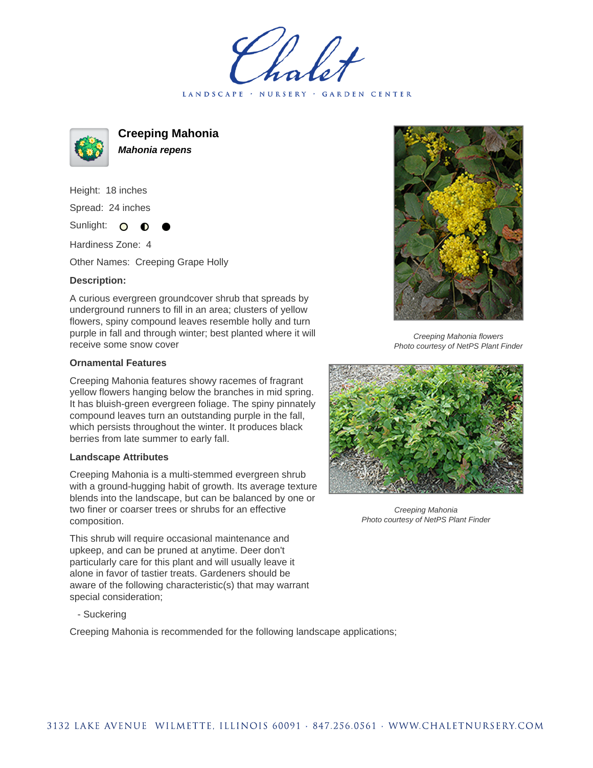Chalet

LANDSCAPE · NURSERY · GARDEN CENTER

# Creeping Mahonia

***Mahonia repens***

Height: 18 inches

Spread: 24 inches

Sunlight: ○ ◐ ●

Hardiness Zone: 4

Other Names: Creeping Grape Holly

**Description:**

A curious evergreen groundcover shrub that spreads by underground runners to fill in an area; clusters of yellow flowers, spiny compound leaves resemble holly and turn purple in fall and through winter; best planted where it will receive some snow cover

*Creeping Mahonia flowers*
*Photo courtesy of NetPS Plant Finder*

### Ornamental Features

Creeping Mahonia features showy racemes of fragrant yellow flowers hanging below the branches in mid spring. It has bluish-green evergreen foliage. The spiny pinnately compound leaves turn an outstanding purple in the fall, which persists throughout the winter. It produces black berries from late summer to early fall.

*Creeping Mahonia*
*Photo courtesy of NetPS Plant Finder*

### Landscape Attributes

Creeping Mahonia is a multi-stemmed evergreen shrub with a ground-hugging habit of growth. Its average texture blends into the landscape, but can be balanced by one or two finer or coarser trees or shrubs for an effective composition.

This shrub will require occasional maintenance and upkeep, and can be pruned at anytime. Deer don't particularly care for this plant and will usually leave it alone in favor of tastier treats. Gardeners should be aware of the following characteristic(s) that may warrant special consideration;

- Suckering

Creeping Mahonia is recommended for the following landscape applications;

3132 LAKE AVENUE WILMETTE, ILLINOIS 60091 · 847.256.0561 · WWW.CHALETNURSERY.COM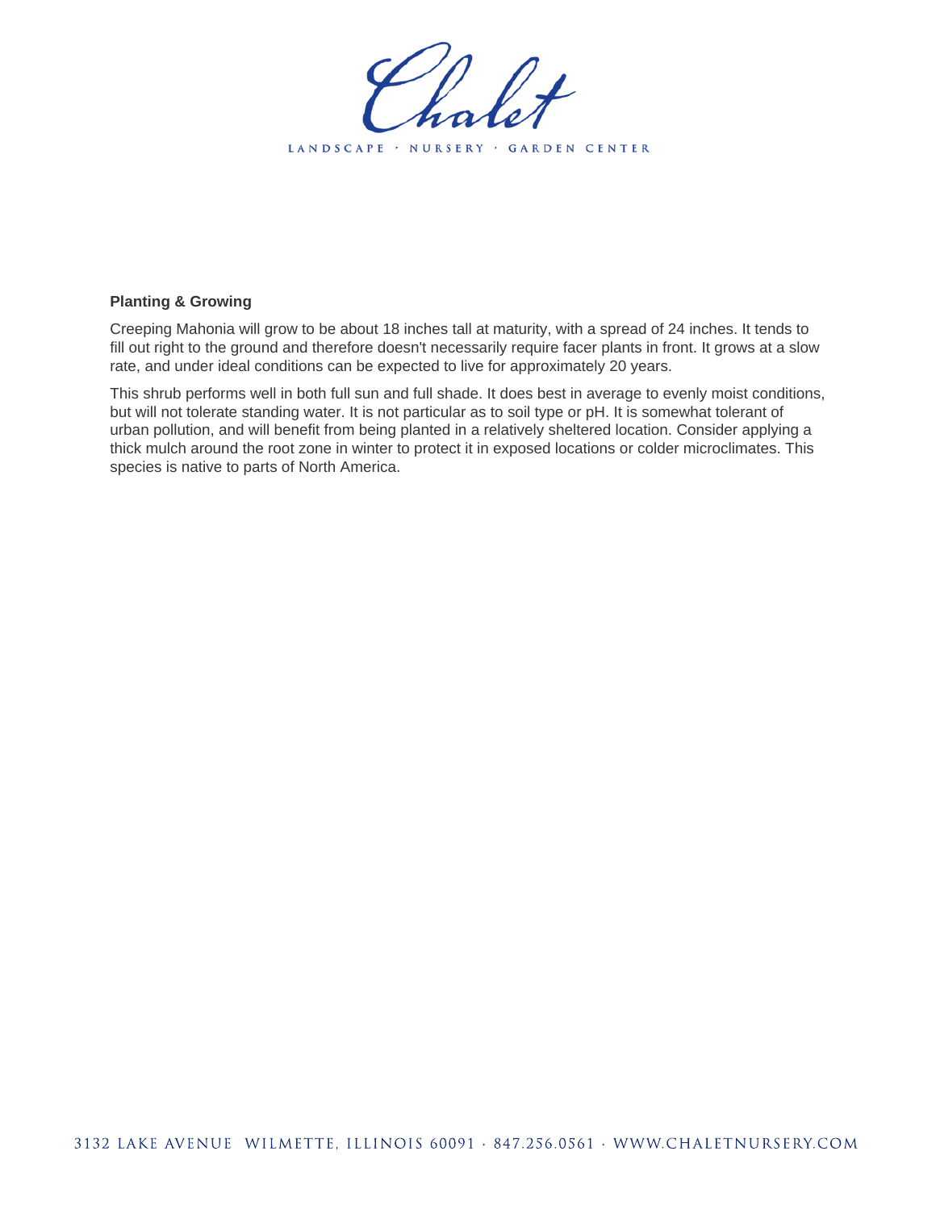**Planting & Growing**

Creeping Mahonia will grow to be about 18 inches tall at maturity, with a spread of 24 inches. It tends to fill out right to the ground and therefore doesn't necessarily require facer plants in front. It grows at a slow rate, and under ideal conditions can be expected to live for approximately 20 years.

This shrub performs well in both full sun and full shade. It does best in average to evenly moist conditions, but will not tolerate standing water. It is not particular as to soil type or pH. It is somewhat tolerant of urban pollution, and will benefit from being planted in a relatively sheltered location. Consider applying a thick mulch around the root zone in winter to protect it in exposed locations or colder microclimates. This species is native to parts of North America.